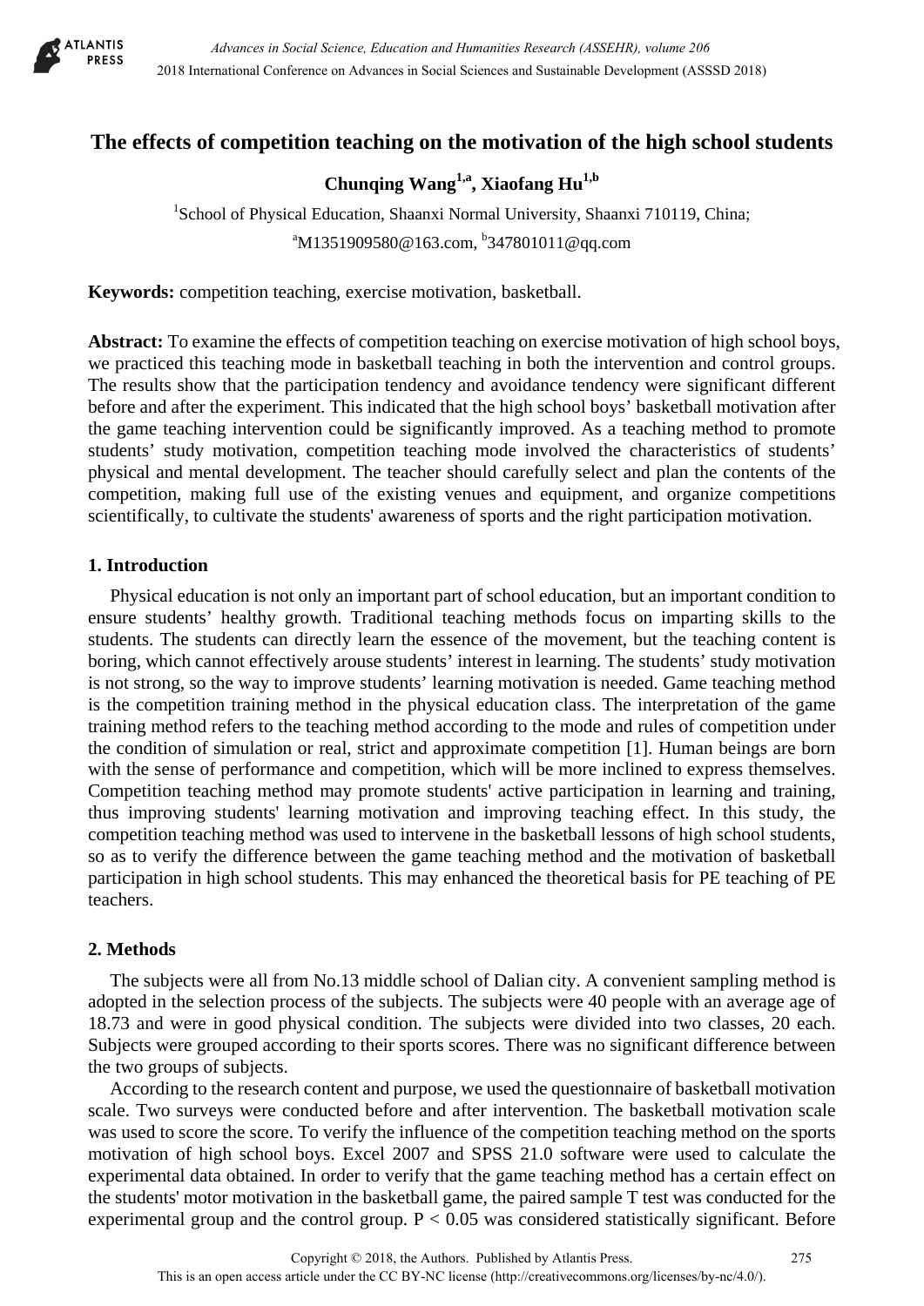# The effects of competition teaching on the motivation of the high school students

**Chunqing Wang[1,a], Xiaofang Hu[1,b]**

[1]School of Physical Education, Shaanxi Normal University, Shaanxi 710119, China;

[a]M1351909580@163.com, [b]347801011@qq.com

**Keywords:** competition teaching, exercise motivation, basketball.

**Abstract:** To examine the effects of competition teaching on exercise motivation of high school boys, we practiced this teaching mode in basketball teaching in both the intervention and control groups. The results show that the participation tendency and avoidance tendency were significant different before and after the experiment. This indicated that the high school boys' basketball motivation after the game teaching intervention could be significantly improved. As a teaching method to promote students' study motivation, competition teaching mode involved the characteristics of students' physical and mental development. The teacher should carefully select and plan the contents of the competition, making full use of the existing venues and equipment, and organize competitions scientifically, to cultivate the students' awareness of sports and the right participation motivation.

## 1. Introduction

Physical education is not only an important part of school education, but an important condition to ensure students' healthy growth. Traditional teaching methods focus on imparting skills to the students. The students can directly learn the essence of the movement, but the teaching content is boring, which cannot effectively arouse students' interest in learning. The students' study motivation is not strong, so the way to improve students' learning motivation is needed. Game teaching method is the competition training method in the physical education class. The interpretation of the game training method refers to the teaching method according to the mode and rules of competition under the condition of simulation or real, strict and approximate competition [1]. Human beings are born with the sense of performance and competition, which will be more inclined to express themselves. Competition teaching method may promote students' active participation in learning and training, thus improving students' learning motivation and improving teaching effect. In this study, the competition teaching method was used to intervene in the basketball lessons of high school students, so as to verify the difference between the game teaching method and the motivation of basketball participation in high school students. This may enhanced the theoretical basis for PE teaching of PE teachers.

## 2. Methods

The subjects were all from No.13 middle school of Dalian city. A convenient sampling method is adopted in the selection process of the subjects. The subjects were 40 people with an average age of 18.73 and were in good physical condition. The subjects were divided into two classes, 20 each. Subjects were grouped according to their sports scores. There was no significant difference between the two groups of subjects.

According to the research content and purpose, we used the questionnaire of basketball motivation scale. Two surveys were conducted before and after intervention. The basketball motivation scale was used to score the score. To verify the influence of the competition teaching method on the sports motivation of high school boys. Excel 2007 and SPSS 21.0 software were used to calculate the experimental data obtained. In order to verify that the game teaching method has a certain effect on the students' motor motivation in the basketball game, the paired sample T test was conducted for the experimental group and the control group. $P < 0.05$ was considered statistically significant. Before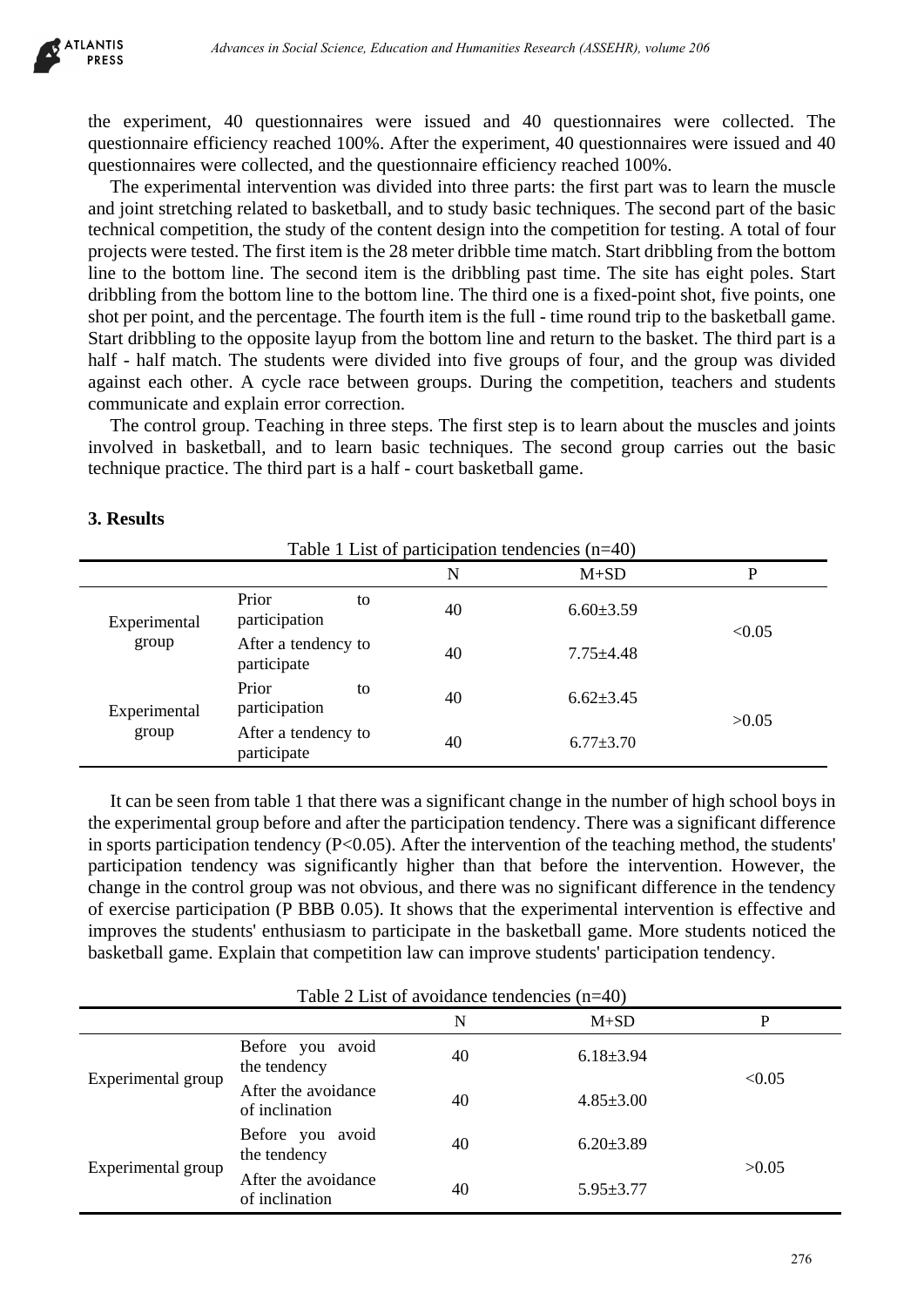the experiment, 40 questionnaires were issued and 40 questionnaires were collected. The questionnaire efficiency reached 100%. After the experiment, 40 questionnaires were issued and 40 questionnaires were collected, and the questionnaire efficiency reached 100%.

The experimental intervention was divided into three parts: the first part was to learn the muscle and joint stretching related to basketball, and to study basic techniques. The second part of the basic technical competition, the study of the content design into the competition for testing. A total of four projects were tested. The first item is the 28 meter dribble time match. Start dribbling from the bottom line to the bottom line. The second item is the dribbling past time. The site has eight poles. Start dribbling from the bottom line to the bottom line. The third one is a fixed-point shot, five points, one shot per point, and the percentage. The fourth item is the full - time round trip to the basketball game. Start dribbling to the opposite layup from the bottom line and return to the basket. The third part is a half - half match. The students were divided into five groups of four, and the group was divided against each other. A cycle race between groups. During the competition, teachers and students communicate and explain error correction.

The control group. Teaching in three steps. The first step is to learn about the muscles and joints involved in basketball, and to learn basic techniques. The second group carries out the basic technique practice. The third part is a half - court basketball game.

## 3. Results

Table 1 List of participation tendencies (n=40)

| | | N | M+SD | P |
|---|---|---|---|---|
| Experimental group | Prior to participation | 40 | 6.60±3.59 | <0.05 |
| | After a tendency to participate | 40 | 7.75±4.48 | |
| Experimental group | Prior to participation | 40 | 6.62±3.45 | >0.05 |
| | After a tendency to participate | 40 | 6.77±3.70 | |

It can be seen from table 1 that there was a significant change in the number of high school boys in the experimental group before and after the participation tendency. There was a significant difference in sports participation tendency ($P<0.05$). After the intervention of the teaching method, the students' participation tendency was significantly higher than that before the intervention. However, the change in the control group was not obvious, and there was no significant difference in the tendency of exercise participation (P BBB 0.05). It shows that the experimental intervention is effective and improves the students' enthusiasm to participate in the basketball game. More students noticed the basketball game. Explain that competition law can improve students' participation tendency.

Table 2 List of avoidance tendencies (n=40)

| | | N | M+SD | P |
|---|---|---|---|---|
| Experimental group | Before you avoid the tendency | 40 | 6.18±3.94 | <0.05 |
| | After the avoidance of inclination | 40 | 4.85±3.00 | |
| Experimental group | Before you avoid the tendency | 40 | 6.20±3.89 | >0.05 |
| | After the avoidance of inclination | 40 | 5.95±3.77 | |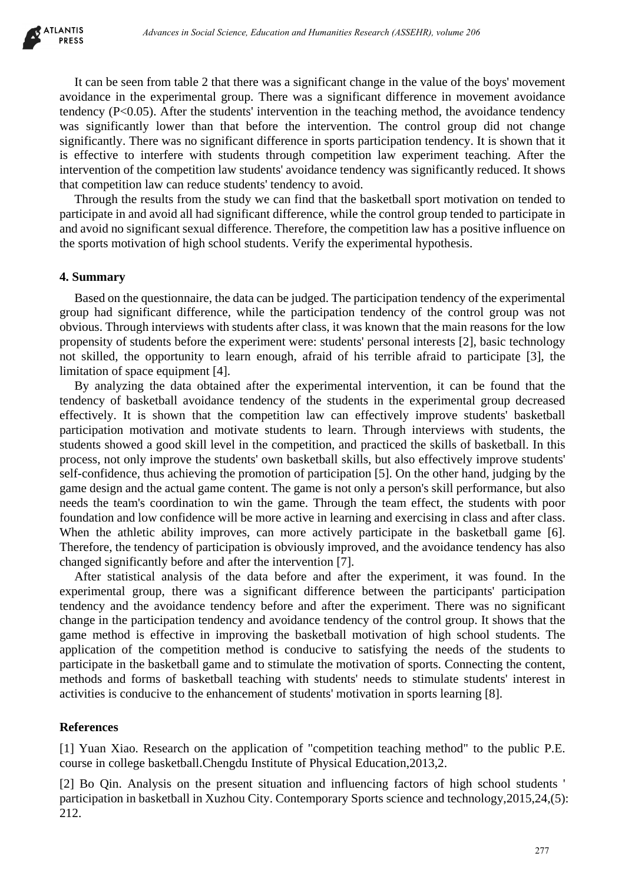It can be seen from table 2 that there was a significant change in the value of the boys' movement avoidance in the experimental group. There was a significant difference in movement avoidance tendency ($P<0.05$). After the students' intervention in the teaching method, the avoidance tendency was significantly lower than that before the intervention. The control group did not change significantly. There was no significant difference in sports participation tendency. It is shown that it is effective to interfere with students through competition law experiment teaching. After the intervention of the competition law students' avoidance tendency was significantly reduced. It shows that competition law can reduce students' tendency to avoid.

Through the results from the study we can find that the basketball sport motivation on tended to participate in and avoid all had significant difference, while the control group tended to participate in and avoid no significant sexual difference. Therefore, the competition law has a positive influence on the sports motivation of high school students. Verify the experimental hypothesis.

## 4. Summary

Based on the questionnaire, the data can be judged. The participation tendency of the experimental group had significant difference, while the participation tendency of the control group was not obvious. Through interviews with students after class, it was known that the main reasons for the low propensity of students before the experiment were: students' personal interests [2], basic technology not skilled, the opportunity to learn enough, afraid of his terrible afraid to participate [3], the limitation of space equipment [4].

By analyzing the data obtained after the experimental intervention, it can be found that the tendency of basketball avoidance tendency of the students in the experimental group decreased effectively. It is shown that the competition law can effectively improve students' basketball participation motivation and motivate students to learn. Through interviews with students, the students showed a good skill level in the competition, and practiced the skills of basketball. In this process, not only improve the students' own basketball skills, but also effectively improve students' self-confidence, thus achieving the promotion of participation [5]. On the other hand, judging by the game design and the actual game content. The game is not only a person's skill performance, but also needs the team's coordination to win the game. Through the team effect, the students with poor foundation and low confidence will be more active in learning and exercising in class and after class. When the athletic ability improves, can more actively participate in the basketball game [6]. Therefore, the tendency of participation is obviously improved, and the avoidance tendency has also changed significantly before and after the intervention [7].

After statistical analysis of the data before and after the experiment, it was found. In the experimental group, there was a significant difference between the participants' participation tendency and the avoidance tendency before and after the experiment. There was no significant change in the participation tendency and avoidance tendency of the control group. It shows that the game method is effective in improving the basketball motivation of high school students. The application of the competition method is conducive to satisfying the needs of the students to participate in the basketball game and to stimulate the motivation of sports. Connecting the content, methods and forms of basketball teaching with students' needs to stimulate students' interest in activities is conducive to the enhancement of students' motivation in sports learning [8].

## References

[1] Yuan Xiao. Research on the application of "competition teaching method" to the public P.E. course in college basketball.Chengdu Institute of Physical Education,2013,2.

[2] Bo Qin. Analysis on the present situation and influencing factors of high school students ' participation in basketball in Xuzhou City. Contemporary Sports science and technology,2015,24,(5): 212.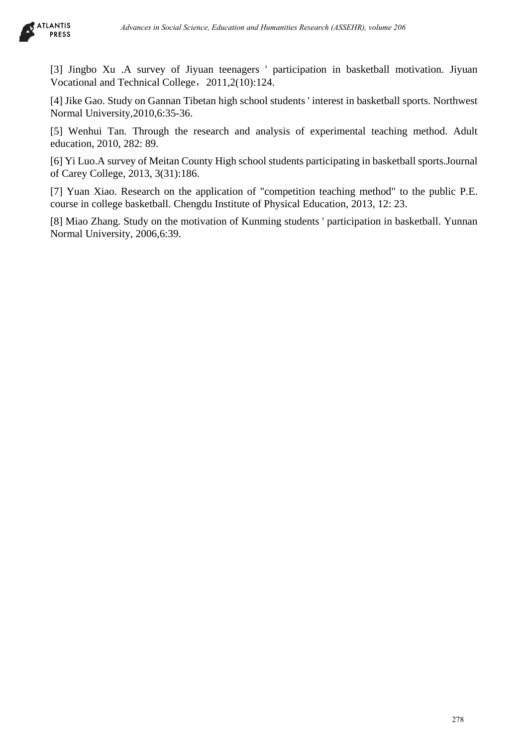[3] Jingbo Xu .A survey of Jiyuan teenagers ' participation in basketball motivation. Jiyuan Vocational and Technical College，2011,2(10):124.

[4] Jike Gao. Study on Gannan Tibetan high school students ' interest in basketball sports. Northwest Normal University,2010,6:35-36.

[5] Wenhui Tan. Through the research and analysis of experimental teaching method. Adult education, 2010, 282: 89.

[6] Yi Luo.A survey of Meitan County High school students participating in basketball sports.Journal of Carey College, 2013, 3(31):186.

[7] Yuan Xiao. Research on the application of "competition teaching method" to the public P.E. course in college basketball. Chengdu Institute of Physical Education, 2013, 12: 23.

[8] Miao Zhang. Study on the motivation of Kunming students ' participation in basketball. Yunnan Normal University, 2006,6:39.